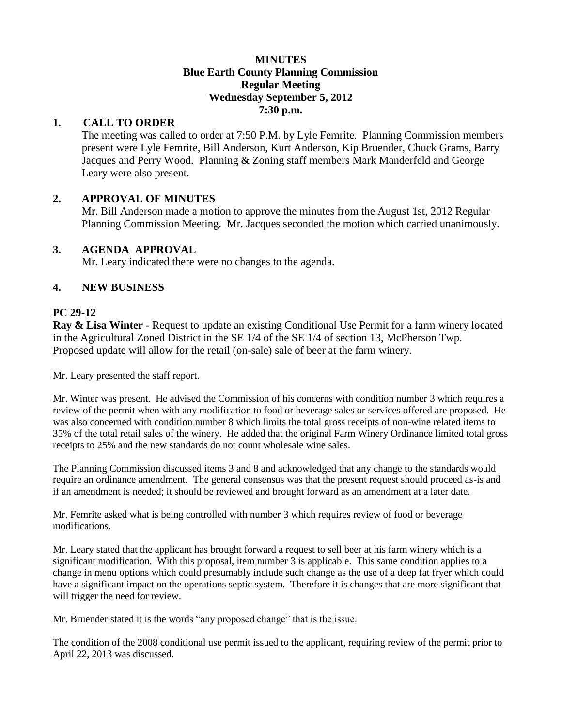# MINUTES
## Blue Earth County Planning Commission
## Regular Meeting
## Wednesday September 5, 2012
## 7:30 p.m.

### 1. CALL TO ORDER

The meeting was called to order at 7:50 P.M. by Lyle Femrite. Planning Commission members present were Lyle Femrite, Bill Anderson, Kurt Anderson, Kip Bruender, Chuck Grams, Barry Jacques and Perry Wood. Planning & Zoning staff members Mark Manderfeld and George Leary were also present.

### 2. APPROVAL OF MINUTES

Mr. Bill Anderson made a motion to approve the minutes from the August 1st, 2012 Regular Planning Commission Meeting. Mr. Jacques seconded the motion which carried unanimously.

### 3. AGENDA APPROVAL

Mr. Leary indicated there were no changes to the agenda.

### 4. NEW BUSINESS

**PC 29-12**

**Ray & Lisa Winter** - Request to update an existing Conditional Use Permit for a farm winery located in the Agricultural Zoned District in the SE 1/4 of the SE 1/4 of section 13, McPherson Twp. Proposed update will allow for the retail (on-sale) sale of beer at the farm winery.

Mr. Leary presented the staff report.

Mr. Winter was present. He advised the Commission of his concerns with condition number 3 which requires a review of the permit when with any modification to food or beverage sales or services offered are proposed. He was also concerned with condition number 8 which limits the total gross receipts of non-wine related items to 35% of the total retail sales of the winery. He added that the original Farm Winery Ordinance limited total gross receipts to 25% and the new standards do not count wholesale wine sales.

The Planning Commission discussed items 3 and 8 and acknowledged that any change to the standards would require an ordinance amendment. The general consensus was that the present request should proceed as-is and if an amendment is needed; it should be reviewed and brought forward as an amendment at a later date.

Mr. Femrite asked what is being controlled with number 3 which requires review of food or beverage modifications.

Mr. Leary stated that the applicant has brought forward a request to sell beer at his farm winery which is a significant modification. With this proposal, item number 3 is applicable. This same condition applies to a change in menu options which could presumably include such change as the use of a deep fat fryer which could have a significant impact on the operations septic system. Therefore it is changes that are more significant that will trigger the need for review.

Mr. Bruender stated it is the words "any proposed change" that is the issue.

The condition of the 2008 conditional use permit issued to the applicant, requiring review of the permit prior to April 22, 2013 was discussed.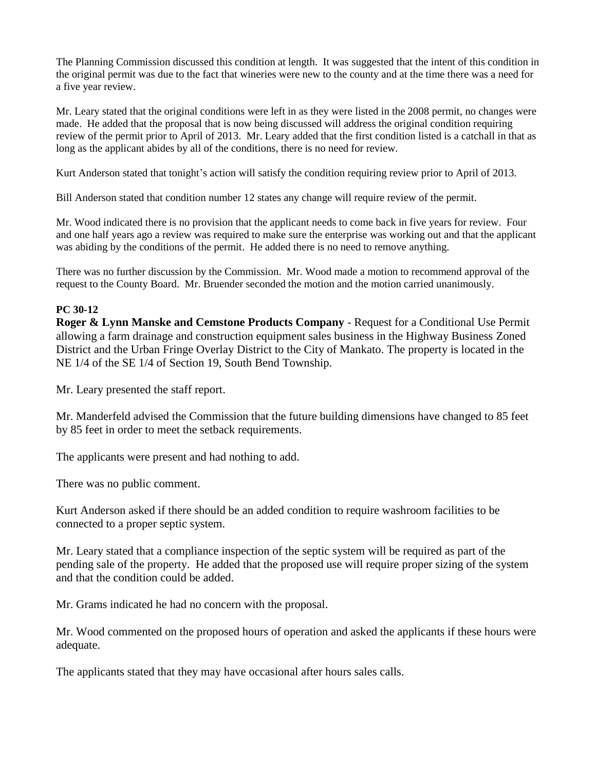The Planning Commission discussed this condition at length. It was suggested that the intent of this condition in the original permit was due to the fact that wineries were new to the county and at the time there was a need for a five year review.

Mr. Leary stated that the original conditions were left in as they were listed in the 2008 permit, no changes were made. He added that the proposal that is now being discussed will address the original condition requiring review of the permit prior to April of 2013. Mr. Leary added that the first condition listed is a catchall in that as long as the applicant abides by all of the conditions, there is no need for review.

Kurt Anderson stated that tonight's action will satisfy the condition requiring review prior to April of 2013.

Bill Anderson stated that condition number 12 states any change will require review of the permit.

Mr. Wood indicated there is no provision that the applicant needs to come back in five years for review. Four and one half years ago a review was required to make sure the enterprise was working out and that the applicant was abiding by the conditions of the permit. He added there is no need to remove anything.

There was no further discussion by the Commission. Mr. Wood made a motion to recommend approval of the request to the County Board. Mr. Bruender seconded the motion and the motion carried unanimously.

**PC 30-12**

**Roger & Lynn Manske and Cemstone Products Company** - Request for a Conditional Use Permit allowing a farm drainage and construction equipment sales business in the Highway Business Zoned District and the Urban Fringe Overlay District to the City of Mankato. The property is located in the NE 1/4 of the SE 1/4 of Section 19, South Bend Township.

Mr. Leary presented the staff report.

Mr. Manderfeld advised the Commission that the future building dimensions have changed to 85 feet by 85 feet in order to meet the setback requirements.

The applicants were present and had nothing to add.

There was no public comment.

Kurt Anderson asked if there should be an added condition to require washroom facilities to be connected to a proper septic system.

Mr. Leary stated that a compliance inspection of the septic system will be required as part of the pending sale of the property. He added that the proposed use will require proper sizing of the system and that the condition could be added.

Mr. Grams indicated he had no concern with the proposal.

Mr. Wood commented on the proposed hours of operation and asked the applicants if these hours were adequate.

The applicants stated that they may have occasional after hours sales calls.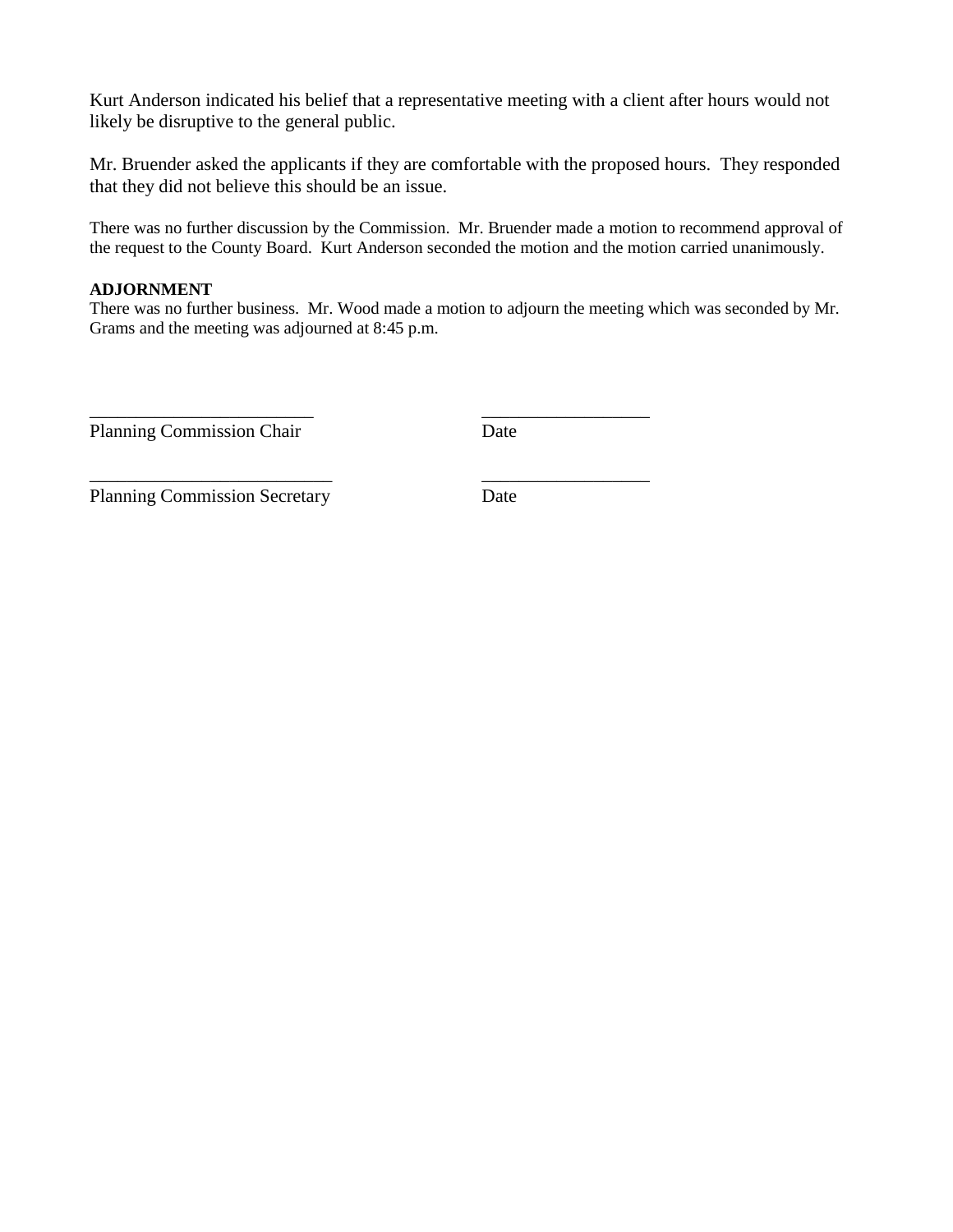Kurt Anderson indicated his belief that a representative meeting with a client after hours would not likely be disruptive to the general public.

Mr. Bruender asked the applicants if they are comfortable with the proposed hours. They responded that they did not believe this should be an issue.

There was no further discussion by the Commission. Mr. Bruender made a motion to recommend approval of the request to the County Board. Kurt Anderson seconded the motion and the motion carried unanimously.

**ADJOURNMENT**

There was no further business. Mr. Wood made a motion to adjourn the meeting which was seconded by Mr. Grams and the meeting was adjourned at 8:45 p.m.

_________________________ __________________

Planning Commission Chair Date

___________________________ __________________

Planning Commission Secretary Date